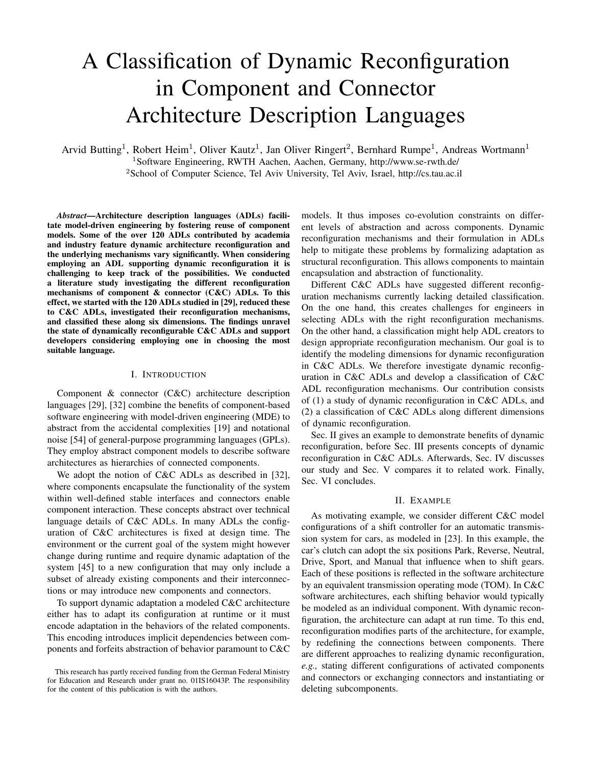# A Classification of Dynamic Reconfiguration in Component and Connector Architecture Description Languages

Arvid Butting[1], Robert Heim[1], Oliver Kautz[1], Jan Oliver Ringert[2], Bernhard Rumpe[1], Andreas Wortmann[1]

[1]Software Engineering, RWTH Aachen, Aachen, Germany, http://www.se-rwth.de/

[2]School of Computer Science, Tel Aviv University, Tel Aviv, Israel, http://cs.tau.ac.il

***Abstract*—Architecture description languages (ADLs) facilitate model-driven engineering by fostering reuse of component models. Some of the over 120 ADLs contributed by academia and industry feature dynamic architecture reconfiguration and the underlying mechanisms vary significantly. When considering employing an ADL supporting dynamic reconfiguration it is challenging to keep track of the possibilities. We conducted a literature study investigating the different reconfiguration mechanisms of component & connector (C&C) ADLs. To this effect, we started with the 120 ADLs studied in [29], reduced these to C&C ADLs, investigated their reconfiguration mechanisms, and classified these along six dimensions. The findings unravel the state of dynamically reconfigurable C&C ADLs and support developers considering employing one in choosing the most suitable language.**

## I. Introduction

Component & connector (C&C) architecture description languages [29], [32] combine the benefits of component-based software engineering with model-driven engineering (MDE) to abstract from the accidental complexities [19] and notational noise [54] of general-purpose programming languages (GPLs). They employ abstract component models to describe software architectures as hierarchies of connected components.

We adopt the notion of C&C ADLs as described in [32], where components encapsulate the functionality of the system within well-defined stable interfaces and connectors enable component interaction. These concepts abstract over technical language details of C&C ADLs. In many ADLs the configuration of C&C architectures is fixed at design time. The environment or the current goal of the system might however change during runtime and require dynamic adaptation of the system [45] to a new configuration that may only include a subset of already existing components and their interconnections or may introduce new components and connectors.

To support dynamic adaptation a modeled C&C architecture either has to adapt its configuration at runtime or it must encode adaptation in the behaviors of the related components. This encoding introduces implicit dependencies between components and forfeits abstraction of behavior paramount to C&C models. It thus imposes co-evolution constraints on different levels of abstraction and across components. Dynamic reconfiguration mechanisms and their formulation in ADLs help to mitigate these problems by formalizing adaptation as structural reconfiguration. This allows components to maintain encapsulation and abstraction of functionality.

Different C&C ADLs have suggested different reconfiguration mechanisms currently lacking detailed classification. On the one hand, this creates challenges for engineers in selecting ADLs with the right reconfiguration mechanisms. On the other hand, a classification might help ADL creators to design appropriate reconfiguration mechanism. Our goal is to identify the modeling dimensions for dynamic reconfiguration in C&C ADLs. We therefore investigate dynamic reconfiguration in C&C ADLs and develop a classification of C&C ADL reconfiguration mechanisms. Our contribution consists of (1) a study of dynamic reconfiguration in C&C ADLs, and (2) a classification of C&C ADLs along different dimensions of dynamic reconfiguration.

Sec. II gives an example to demonstrate benefits of dynamic reconfiguration, before Sec. III presents concepts of dynamic reconfiguration in C&C ADLs. Afterwards, Sec. IV discusses our study and Sec. V compares it to related work. Finally, Sec. VI concludes.

## II. Example

As motivating example, we consider different C&C model configurations of a shift controller for an automatic transmission system for cars, as modeled in [23]. In this example, the car's clutch can adopt the six positions Park, Reverse, Neutral, Drive, Sport, and Manual that influence when to shift gears. Each of these positions is reflected in the software architecture by an equivalent transmission operating mode (TOM). In C&C software architectures, each shifting behavior would typically be modeled as an individual component. With dynamic reconfiguration, the architecture can adapt at run time. To this end, reconfiguration modifies parts of the architecture, for example, by redefining the connections between components. There are different approaches to realizing dynamic reconfiguration, *e.g.,* stating different configurations of activated components and connectors or exchanging connectors and instantiating or deleting subcomponents.

This research has partly received funding from the German Federal Ministry for Education and Research under grant no. 01IS16043P. The responsibility for the content of this publication is with the authors.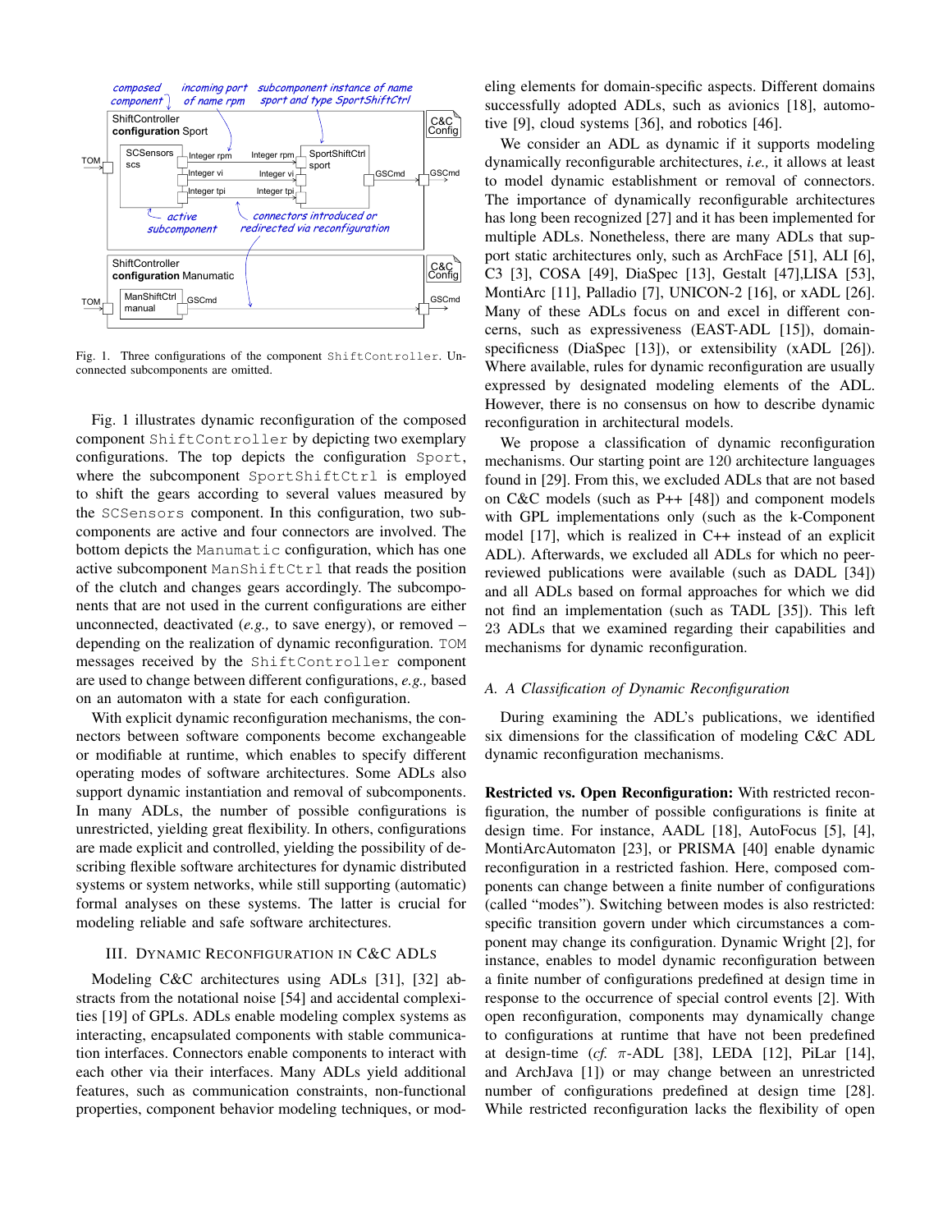Fig. 1. Three configurations of the component ShiftController. Unconnected subcomponents are omitted.

Fig. 1 illustrates dynamic reconfiguration of the composed component ShiftController by depicting two exemplary configurations. The top depicts the configuration Sport, where the subcomponent SportShiftCtrl is employed to shift the gears according to several values measured by the SCSensors component. In this configuration, two subcomponents are active and four connectors are involved. The bottom depicts the Manumatic configuration, which has one active subcomponent ManShiftCtrl that reads the position of the clutch and changes gears accordingly. The subcomponents that are not used in the current configurations are either unconnected, deactivated (*e.g.,* to save energy), or removed – depending on the realization of dynamic reconfiguration. TOM messages received by the ShiftController component are used to change between different configurations, *e.g.,* based on an automaton with a state for each configuration.

With explicit dynamic reconfiguration mechanisms, the connectors between software components become exchangeable or modifiable at runtime, which enables to specify different operating modes of software architectures. Some ADLs also support dynamic instantiation and removal of subcomponents. In many ADLs, the number of possible configurations is unrestricted, yielding great flexibility. In others, configurations are made explicit and controlled, yielding the possibility of describing flexible software architectures for dynamic distributed systems or system networks, while still supporting (automatic) formal analyses on these systems. The latter is crucial for modeling reliable and safe software architectures.

## III. Dynamic Reconfiguration in C&C ADLs

Modeling C&C architectures using ADLs [31], [32] abstracts from the notational noise [54] and accidental complexities [19] of GPLs. ADLs enable modeling complex systems as interacting, encapsulated components with stable communication interfaces. Connectors enable components to interact with each other via their interfaces. Many ADLs yield additional features, such as communication constraints, non-functional properties, component behavior modeling techniques, or modeling elements for domain-specific aspects. Different domains successfully adopted ADLs, such as avionics [18], automotive [9], cloud systems [36], and robotics [46].

We consider an ADL as dynamic if it supports modeling dynamically reconfigurable architectures, *i.e.,* it allows at least to model dynamic establishment or removal of connectors. The importance of dynamically reconfigurable architectures has long been recognized [27] and it has been implemented for multiple ADLs. Nonetheless, there are many ADLs that support static architectures only, such as ArchFace [51], ALI [6], C3 [3], COSA [49], DiaSpec [13], Gestalt [47],LISA [53], MontiArc [11], Palladio [7], UNICON-2 [16], or xADL [26]. Many of these ADLs focus on and excel in different concerns, such as expressiveness (EAST-ADL [15]), domain-specificness (DiaSpec [13]), or extensibility (xADL [26]). Where available, rules for dynamic reconfiguration are usually expressed by designated modeling elements of the ADL. However, there is no consensus on how to describe dynamic reconfiguration in architectural models.

We propose a classification of dynamic reconfiguration mechanisms. Our starting point are 120 architecture languages found in [29]. From this, we excluded ADLs that are not based on C&C models (such as P++ [48]) and component models with GPL implementations only (such as the k-Component model [17], which is realized in C++ instead of an explicit ADL). Afterwards, we excluded all ADLs for which no peer-reviewed publications were available (such as DADL [34]) and all ADLs based on formal approaches for which we did not find an implementation (such as TADL [35]). This left 23 ADLs that we examined regarding their capabilities and mechanisms for dynamic reconfiguration.

### A. A Classification of Dynamic Reconfiguration

During examining the ADL's publications, we identified six dimensions for the classification of modeling C&C ADL dynamic reconfiguration mechanisms.

**Restricted vs. Open Reconfiguration:** With restricted reconfiguration, the number of possible configurations is finite at design time. For instance, AADL [18], AutoFocus [5], [4], MontiArcAutomaton [23], or PRISMA [40] enable dynamic reconfiguration in a restricted fashion. Here, composed components can change between a finite number of configurations (called "modes"). Switching between modes is also restricted: specific transition govern under which circumstances a component may change its configuration. Dynamic Wright [2], for instance, enables to model dynamic reconfiguration between a finite number of configurations predefined at design time in response to the occurrence of special control events [2]. With open reconfiguration, components may dynamically change to configurations at runtime that have not been predefined at design-time (*cf.* $\pi$-ADL [38], LEDA [12], PiLar [14], and ArchJava [1]) or may change between an unrestricted number of configurations predefined at design time [28]. While restricted reconfiguration lacks the flexibility of open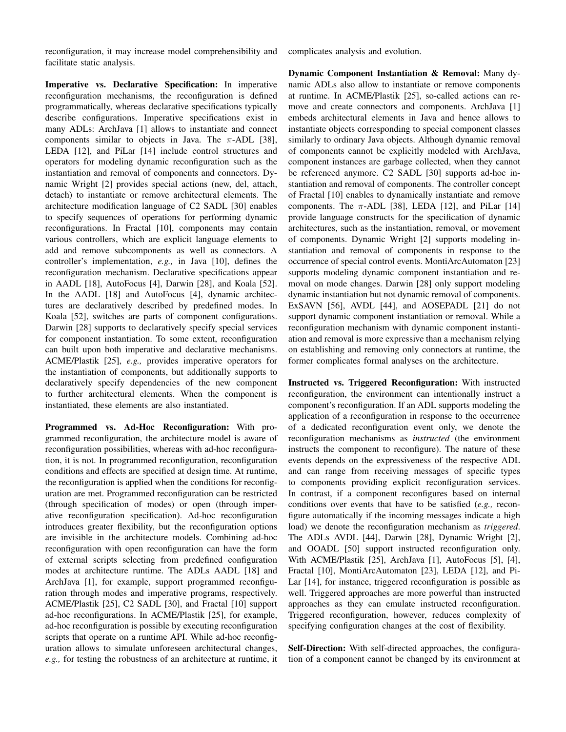reconfiguration, it may increase model comprehensibility and facilitate static analysis.

**Imperative vs. Declarative Specification:** In imperative reconfiguration mechanisms, the reconfiguration is defined programmatically, whereas declarative specifications typically describe configurations. Imperative specifications exist in many ADLs: ArchJava [1] allows to instantiate and connect components similar to objects in Java. The $\pi$-ADL [38], LEDA [12], and PiLar [14] include control structures and operators for modeling dynamic reconfiguration such as the instantiation and removal of components and connectors. Dynamic Wright [2] provides special actions (new, del, attach, detach) to instantiate or remove architectural elements. The architecture modification language of C2 SADL [30] enables to specify sequences of operations for performing dynamic reconfigurations. In Fractal [10], components may contain various controllers, which are explicit language elements to add and remove subcomponents as well as connectors. A controller's implementation, *e.g.,* in Java [10], defines the reconfiguration mechanism. Declarative specifications appear in AADL [18], AutoFocus [4], Darwin [28], and Koala [52]. In the AADL [18] and AutoFocus [4], dynamic architectures are declaratively described by predefined modes. In Koala [52], switches are parts of component configurations. Darwin [28] supports to declaratively specify special services for component instantiation. To some extent, reconfiguration can built upon both imperative and declarative mechanisms. ACME/Plastik [25], *e.g.,* provides imperative operators for the instantiation of components, but additionally supports to declaratively specify dependencies of the new component to further architectural elements. When the component is instantiated, these elements are also instantiated.

**Programmed vs. Ad-Hoc Reconfiguration:** With programmed reconfiguration, the architecture model is aware of reconfiguration possibilities, whereas with ad-hoc reconfiguration, it is not. In programmed reconfiguration, reconfiguration conditions and effects are specified at design time. At runtime, the reconfiguration is applied when the conditions for reconfiguration are met. Programmed reconfiguration can be restricted (through specification of modes) or open (through imperative reconfiguration specification). Ad-hoc reconfiguration introduces greater flexibility, but the reconfiguration options are invisible in the architecture models. Combining ad-hoc reconfiguration with open reconfiguration can have the form of external scripts selecting from predefined configuration modes at architecture runtime. The ADLs AADL [18] and ArchJava [1], for example, support programmed reconfiguration through modes and imperative programs, respectively. ACME/Plastik [25], C2 SADL [30], and Fractal [10] support ad-hoc reconfigurations. In ACME/Plastik [25], for example, ad-hoc reconfiguration is possible by executing reconfiguration scripts that operate on a runtime API. While ad-hoc reconfiguration allows to simulate unforeseen architectural changes, *e.g.,* for testing the robustness of an architecture at runtime, it complicates analysis and evolution.

**Dynamic Component Instantiation & Removal:** Many dynamic ADLs also allow to instantiate or remove components at runtime. In ACME/Plastik [25], so-called actions can remove and create connectors and components. ArchJava [1] embeds architectural elements in Java and hence allows to instantiate objects corresponding to special component classes similarly to ordinary Java objects. Although dynamic removal of components cannot be explicitly modeled with ArchJava, component instances are garbage collected, when they cannot be referenced anymore. C2 SADL [30] supports ad-hoc instantiation and removal of components. The controller concept of Fractal [10] enables to dynamically instantiate and remove components. The $\pi$-ADL [38], LEDA [12], and PiLar [14] provide language constructs for the specification of dynamic architectures, such as the instantiation, removal, or movement of components. Dynamic Wright [2] supports modeling instantiation and removal of components in response to the occurrence of special control events. MontiArcAutomaton [23] supports modeling dynamic component instantiation and removal on mode changes. Darwin [28] only support modeling dynamic instantiation but not dynamic removal of components. ExSAVN [56], AVDL [44], and AOSEPADL [21] do not support dynamic component instantiation or removal. While a reconfiguration mechanism with dynamic component instantiation and removal is more expressive than a mechanism relying on establishing and removing only connectors at runtime, the former complicates formal analyses on the architecture.

**Instructed vs. Triggered Reconfiguration:** With instructed reconfiguration, the environment can intentionally instruct a component's reconfiguration. If an ADL supports modeling the application of a reconfiguration in response to the occurrence of a dedicated reconfiguration event only, we denote the reconfiguration mechanisms as *instructed* (the environment instructs the component to reconfigure). The nature of these events depends on the expressiveness of the respective ADL and can range from receiving messages of specific types to components providing explicit reconfiguration services. In contrast, if a component reconfigures based on internal conditions over events that have to be satisfied (*e.g.,* reconfigure automatically if the incoming messages indicate a high load) we denote the reconfiguration mechanism as *triggered*. The ADLs AVDL [44], Darwin [28], Dynamic Wright [2], and OOADL [50] support instructed reconfiguration only. With ACME/Plastik [25], ArchJava [1], AutoFocus [5], [4], Fractal [10], MontiArcAutomaton [23], LEDA [12], and PiLar [14], for instance, triggered reconfiguration is possible as well. Triggered approaches are more powerful than instructed approaches as they can emulate instructed reconfiguration. Triggered reconfiguration, however, reduces complexity of specifying configuration changes at the cost of flexibility.

**Self-Direction:** With self-directed approaches, the configuration of a component cannot be changed by its environment at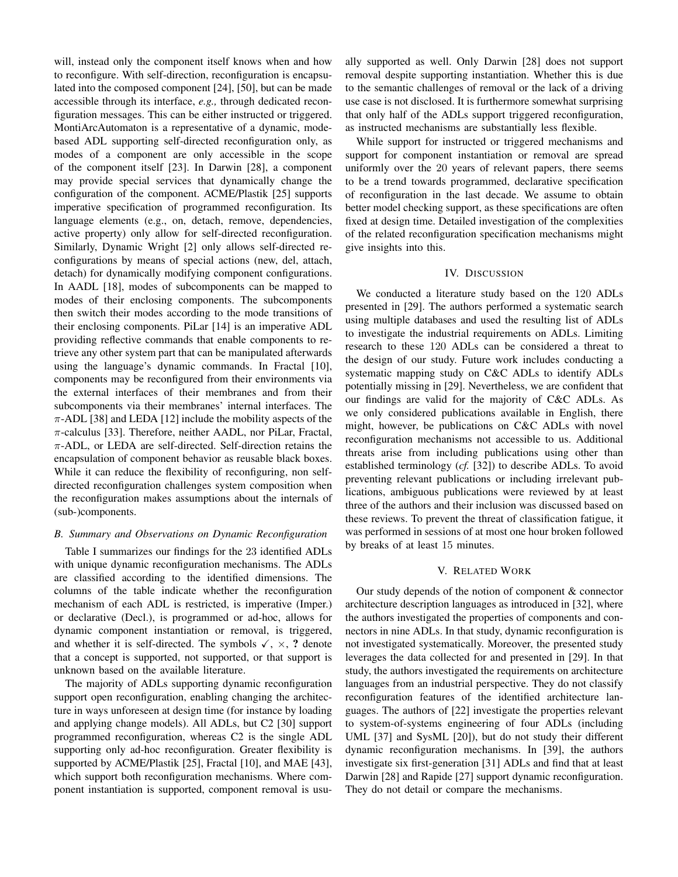will, instead only the component itself knows when and how to reconfigure. With self-direction, reconfiguration is encapsulated into the composed component [24], [50], but can be made accessible through its interface, *e.g.,* through dedicated reconfiguration messages. This can be either instructed or triggered. MontiArcAutomaton is a representative of a dynamic, mode-based ADL supporting self-directed reconfiguration only, as modes of a component are only accessible in the scope of the component itself [23]. In Darwin [28], a component may provide special services that dynamically change the configuration of the component. ACME/Plastik [25] supports imperative specification of programmed reconfiguration. Its language elements (e.g., on, detach, remove, dependencies, active property) only allow for self-directed reconfiguration. Similarly, Dynamic Wright [2] only allows self-directed reconfigurations by means of special actions (new, del, attach, detach) for dynamically modifying component configurations. In AADL [18], modes of subcomponents can be mapped to modes of their enclosing components. The subcomponents then switch their modes according to the mode transitions of their enclosing components. PiLar [14] is an imperative ADL providing reflective commands that enable components to retrieve any other system part that can be manipulated afterwards using the language's dynamic commands. In Fractal [10], components may be reconfigured from their environments via the external interfaces of their membranes and from their subcomponents via their membranes' internal interfaces. The $\pi$-ADL [38] and LEDA [12] include the mobility aspects of the $\pi$-calculus [33]. Therefore, neither AADL, nor PiLar, Fractal, $\pi$-ADL, or LEDA are self-directed. Self-direction retains the encapsulation of component behavior as reusable black boxes. While it can reduce the flexibility of reconfiguring, non self-directed reconfiguration challenges system composition when the reconfiguration makes assumptions about the internals of (sub-)components.

### *B. Summary and Observations on Dynamic Reconfiguration*

Table I summarizes our findings for the 23 identified ADLs with unique dynamic reconfiguration mechanisms. The ADLs are classified according to the identified dimensions. The columns of the table indicate whether the reconfiguration mechanism of each ADL is restricted, is imperative (Imper.) or declarative (Decl.), is programmed or ad-hoc, allows for dynamic component instantiation or removal, is triggered, and whether it is self-directed. The symbols ✓, ×, **?** denote that a concept is supported, not supported, or that support is unknown based on the available literature.

The majority of ADLs supporting dynamic reconfiguration support open reconfiguration, enabling changing the architecture in ways unforeseen at design time (for instance by loading and applying change models). All ADLs, but C2 [30] support programmed reconfiguration, whereas C2 is the single ADL supporting only ad-hoc reconfiguration. Greater flexibility is supported by ACME/Plastik [25], Fractal [10], and MAE [43], which support both reconfiguration mechanisms. Where component instantiation is supported, component removal is usually supported as well. Only Darwin [28] does not support removal despite supporting instantiation. Whether this is due to the semantic challenges of removal or the lack of a driving use case is not disclosed. It is furthermore somewhat surprising that only half of the ADLs support triggered reconfiguration, as instructed mechanisms are substantially less flexible.

While support for instructed or triggered mechanisms and support for component instantiation or removal are spread uniformly over the 20 years of relevant papers, there seems to be a trend towards programmed, declarative specification of reconfiguration in the last decade. We assume to obtain better model checking support, as these specifications are often fixed at design time. Detailed investigation of the complexities of the related reconfiguration specification mechanisms might give insights into this.

## IV. Discussion

We conducted a literature study based on the 120 ADLs presented in [29]. The authors performed a systematic search using multiple databases and used the resulting list of ADLs to investigate the industrial requirements on ADLs. Limiting research to these 120 ADLs can be considered a threat to the design of our study. Future work includes conducting a systematic mapping study on C&C ADLs to identify ADLs potentially missing in [29]. Nevertheless, we are confident that our findings are valid for the majority of C&C ADLs. As we only considered publications available in English, there might, however, be publications on C&C ADLs with novel reconfiguration mechanisms not accessible to us. Additional threats arise from including publications using other than established terminology (*cf.* [32]) to describe ADLs. To avoid preventing relevant publications or including irrelevant publications, ambiguous publications were reviewed by at least three of the authors and their inclusion was discussed based on these reviews. To prevent the threat of classification fatigue, it was performed in sessions of at most one hour broken followed by breaks of at least 15 minutes.

## V. Related Work

Our study depends of the notion of component & connector architecture description languages as introduced in [32], where the authors investigated the properties of components and connectors in nine ADLs. In that study, dynamic reconfiguration is not investigated systematically. Moreover, the presented study leverages the data collected for and presented in [29]. In that study, the authors investigated the requirements on architecture languages from an industrial perspective. They do not classify reconfiguration features of the identified architecture languages. The authors of [22] investigate the properties relevant to system-of-systems engineering of four ADLs (including UML [37] and SysML [20]), but do not study their different dynamic reconfiguration mechanisms. In [39], the authors investigate six first-generation [31] ADLs and find that at least Darwin [28] and Rapide [27] support dynamic reconfiguration. They do not detail or compare the mechanisms.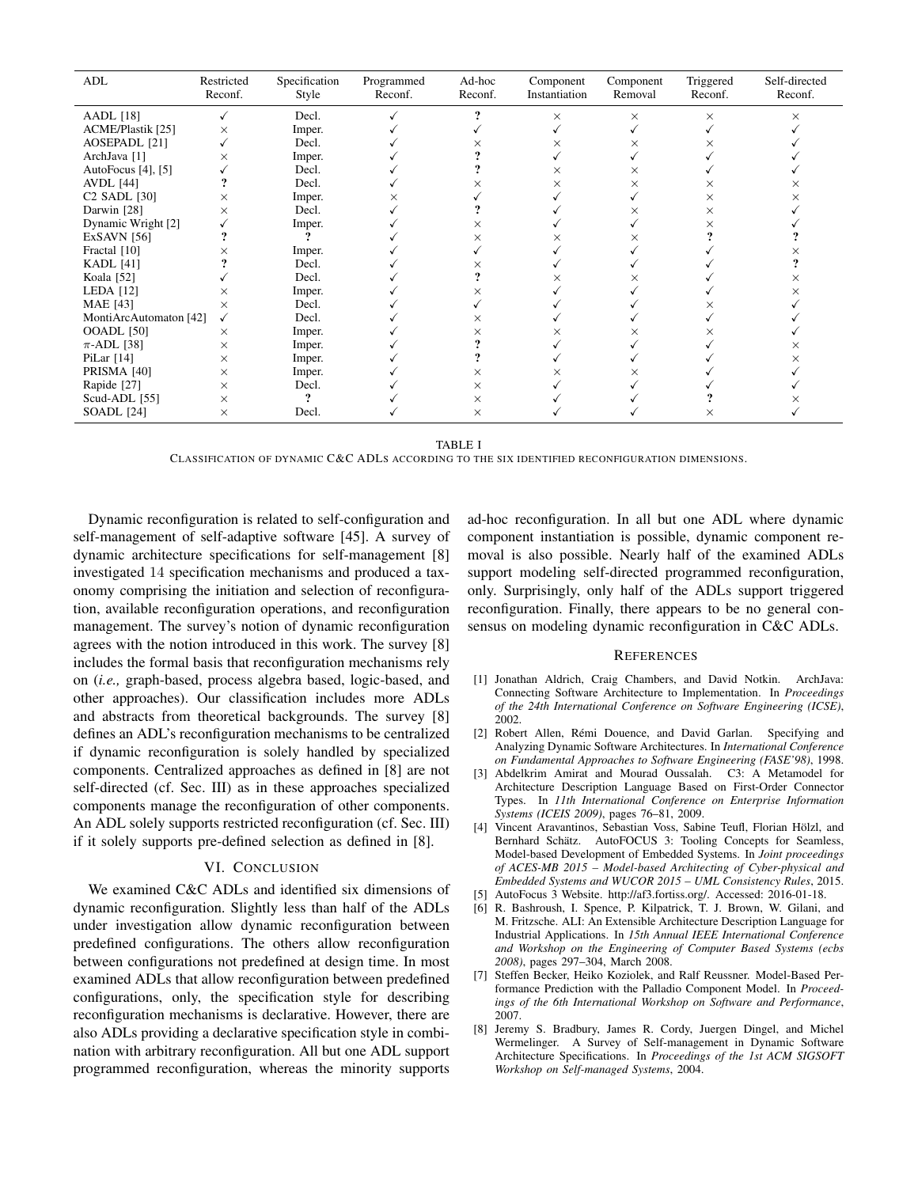| ADL | Restricted Reconf. | Specification Style | Programmed Reconf. | Ad-hoc Reconf. | Component Instantiation | Component Removal | Triggered Reconf. | Self-directed Reconf. |
|---|---|---|---|---|---|---|---|---|
| AADL [18] | ✓ | Decl. | ✓ | ? | × | × | × | × |
| ACME/Plastik [25] | × | Imper. | ✓ | ✓ | ✓ | ✓ | ✓ | ✓ |
| AOSEPADL [21] | ✓ | Decl. | ✓ | × | × | × | × | ✓ |
| ArchJava [1] | × | Imper. | ✓ | ? | ✓ | ✓ | ✓ | ✓ |
| AutoFocus [4], [5] | ✓ | Decl. | ✓ | ? | × | × | ✓ | ✓ |
| AVDL [44] | ? | Decl. | ✓ | × | × | × | × | × |
| C2 SADL [30] | × | Imper. | × | ✓ | ✓ | ✓ | × | × |
| Darwin [28] | × | Decl. | ✓ | ? | ✓ | × | × | ✓ |
| Dynamic Wright [2] | ✓ | Imper. | ✓ | × | ✓ | ✓ | × | ✓ |
| ExSAVN [56] | ? | ? | ✓ | × | × | × | ? | ? |
| Fractal [10] | × | Imper. | ✓ | ✓ | ✓ | ✓ | ✓ | × |
| KADL [41] | ? | Decl. | ✓ | × | ✓ | ✓ | ✓ | ? |
| Koala [52] | ✓ | Decl. | ✓ | ? | × | × | ✓ | × |
| LEDA [12] | × | Imper. | ✓ | × | ✓ | ✓ | ✓ | × |
| MAE [43] | × | Decl. | ✓ | ✓ | ✓ | ✓ | × | ✓ |
| MontiArcAutomaton [42] | ✓ | Decl. | ✓ | × | ✓ | ✓ | ✓ | ✓ |
| OOADL [50] | × | Imper. | ✓ | × | × | × | × | ✓ |
| $\pi$-ADL [38] | × | Imper. | ✓ | ? | ✓ | ✓ | ✓ | × |
| PiLar [14] | × | Imper. | ✓ | ? | ✓ | ✓ | ✓ | × |
| PRISMA [40] | × | Imper. | ✓ | × | × | × | ✓ | ✓ |
| Rapide [27] | × | Decl. | ✓ | × | ✓ | ✓ | ✓ | ✓ |
| Scud-ADL [55] | × | ? | ✓ | × | ✓ | ✓ | ? | × |
| SOADL [24] | × | Decl. | ✓ | × | ✓ | ✓ | × | ✓ |

TABLE I
CLASSIFICATION OF DYNAMIC C&C ADLS ACCORDING TO THE SIX IDENTIFIED RECONFIGURATION DIMENSIONS.

Dynamic reconfiguration is related to self-configuration and self-management of self-adaptive software [45]. A survey of dynamic architecture specifications for self-management [8] investigated 14 specification mechanisms and produced a taxonomy comprising the initiation and selection of reconfiguration, available reconfiguration operations, and reconfiguration management. The survey's notion of dynamic reconfiguration agrees with the notion introduced in this work. The survey [8] includes the formal basis that reconfiguration mechanisms rely on (*i.e.,* graph-based, process algebra based, logic-based, and other approaches). Our classification includes more ADLs and abstracts from theoretical backgrounds. The survey [8] defines an ADL's reconfiguration mechanisms to be centralized if dynamic reconfiguration is solely handled by specialized components. Centralized approaches as defined in [8] are not self-directed (cf. Sec. III) as in these approaches specialized components manage the reconfiguration of other components. An ADL solely supports restricted reconfiguration (cf. Sec. III) if it solely supports pre-defined selection as defined in [8].

## VI. CONCLUSION

We examined C&C ADLs and identified six dimensions of dynamic reconfiguration. Slightly less than half of the ADLs under investigation allow dynamic reconfiguration between predefined configurations. The others allow reconfiguration between configurations not predefined at design time. In most examined ADLs that allow reconfiguration between predefined configurations, only, the specification style for describing reconfiguration mechanisms is declarative. However, there are also ADLs providing a declarative specification style in combination with arbitrary reconfiguration. All but one ADL support programmed reconfiguration, whereas the minority supports ad-hoc reconfiguration. In all but one ADL where dynamic component instantiation is possible, dynamic component removal is also possible. Nearly half of the examined ADLs support modeling self-directed programmed reconfiguration, only. Surprisingly, only half of the ADLs support triggered reconfiguration. Finally, there appears to be no general consensus on modeling dynamic reconfiguration in C&C ADLs.

## REFERENCES

[1] Jonathan Aldrich, Craig Chambers, and David Notkin. ArchJava: Connecting Software Architecture to Implementation. In *Proceedings of the 24th International Conference on Software Engineering (ICSE)*, 2002.

[2] Robert Allen, Rémi Douence, and David Garlan. Specifying and Analyzing Dynamic Software Architectures. In *International Conference on Fundamental Approaches to Software Engineering (FASE'98)*, 1998.

[3] Abdelkrim Amirat and Mourad Oussalah. C3: A Metamodel for Architecture Description Language Based on First-Order Connector Types. In *11th International Conference on Enterprise Information Systems (ICEIS 2009)*, pages 76–81, 2009.

[4] Vincent Aravantinos, Sebastian Voss, Sabine Teufl, Florian Hölzl, and Bernhard Schätz. AutoFOCUS 3: Tooling Concepts for Seamless, Model-based Development of Embedded Systems. In *Joint proceedings of ACES-MB 2015 – Model-based Architecting of Cyber-physical and Embedded Systems and WUCOR 2015 – UML Consistency Rules*, 2015.

[5] AutoFocus 3 Website. http://af3.fortiss.org/. Accessed: 2016-01-18.

[6] R. Bashroush, I. Spence, P. Kilpatrick, T. J. Brown, W. Gilani, and M. Fritzsche. ALI: An Extensible Architecture Description Language for Industrial Applications. In *15th Annual IEEE International Conference and Workshop on the Engineering of Computer Based Systems (ecbs 2008)*, pages 297–304, March 2008.

[7] Steffen Becker, Heiko Koziolek, and Ralf Reussner. Model-Based Performance Prediction with the Palladio Component Model. In *Proceedings of the 6th International Workshop on Software and Performance*, 2007.

[8] Jeremy S. Bradbury, James R. Cordy, Juergen Dingel, and Michel Wermelinger. A Survey of Self-management in Dynamic Software Architecture Specifications. In *Proceedings of the 1st ACM SIGSOFT Workshop on Self-managed Systems*, 2004.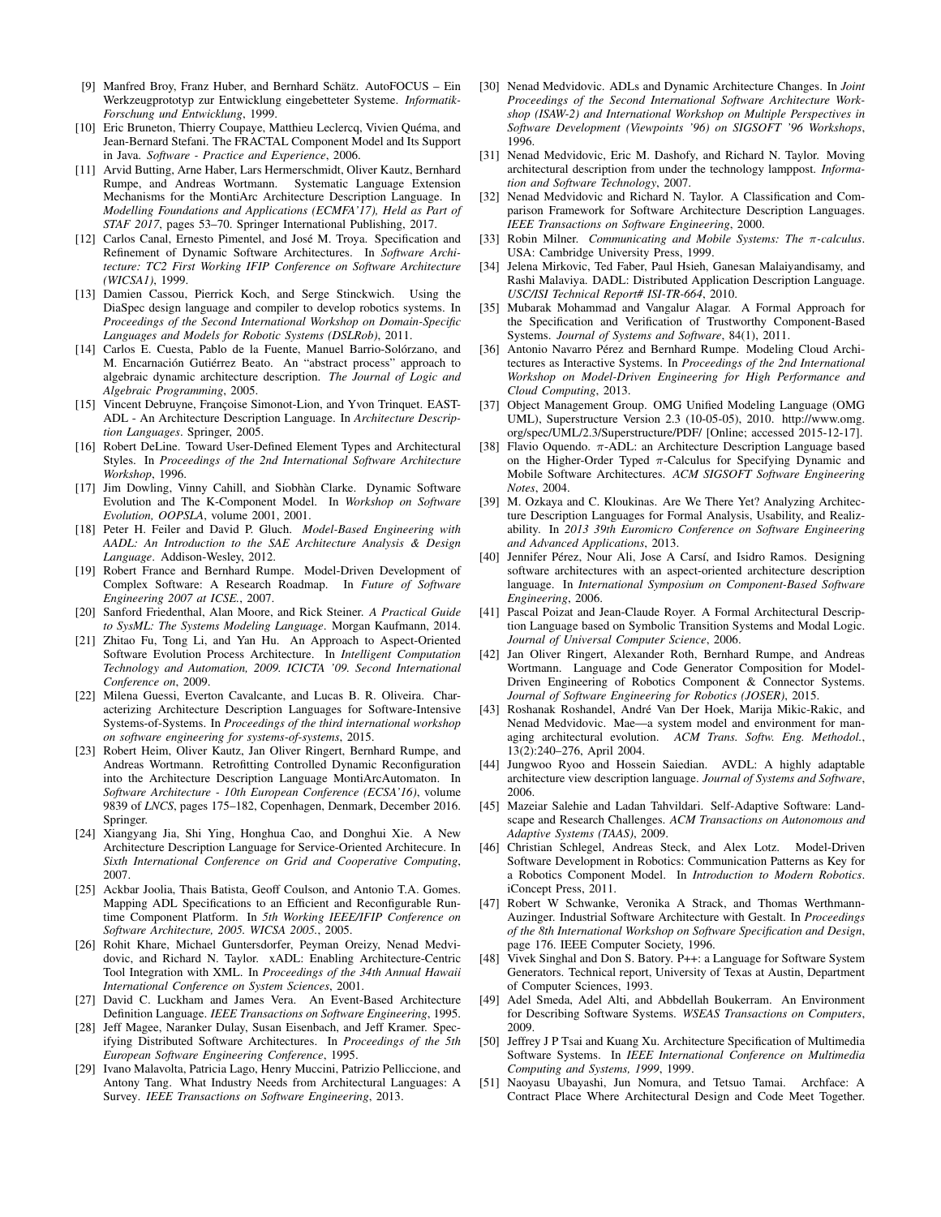[9] Manfred Broy, Franz Huber, and Bernhard Schätz. AutoFOCUS – Ein Werkzeugprototyp zur Entwicklung eingebetteter Systeme. *Informatik-Forschung und Entwicklung*, 1999.

[10] Eric Bruneton, Thierry Coupaye, Matthieu Leclercq, Vivien Quéma, and Jean-Bernard Stefani. The FRACTAL Component Model and Its Support in Java. *Software - Practice and Experience*, 2006.

[11] Arvid Butting, Arne Haber, Lars Hermerschmidt, Oliver Kautz, Bernhard Rumpe, and Andreas Wortmann. Systematic Language Extension Mechanisms for the MontiArc Architecture Description Language. In *Modelling Foundations and Applications (ECMFA'17), Held as Part of STAF 2017*, pages 53–70. Springer International Publishing, 2017.

[12] Carlos Canal, Ernesto Pimentel, and José M. Troya. Specification and Refinement of Dynamic Software Architectures. In *Software Architecture: TC2 First Working IFIP Conference on Software Architecture (WICSA1)*, 1999.

[13] Damien Cassou, Pierrick Koch, and Serge Stinckwich. Using the DiaSpec design language and compiler to develop robotics systems. In *Proceedings of the Second International Workshop on Domain-Specific Languages and Models for Robotic Systems (DSLRob)*, 2011.

[14] Carlos E. Cuesta, Pablo de la Fuente, Manuel Barrio-Solórzano, and M. Encarnación Gutiérrez Beato. An "abstract process" approach to algebraic dynamic architecture description. *The Journal of Logic and Algebraic Programming*, 2005.

[15] Vincent Debruyne, Françoise Simonot-Lion, and Yvon Trinquet. EAST-ADL - An Architecture Description Language. In *Architecture Description Languages*. Springer, 2005.

[16] Robert DeLine. Toward User-Defined Element Types and Architectural Styles. In *Proceedings of the 2nd International Software Architecture Workshop*, 1996.

[17] Jim Dowling, Vinny Cahill, and Siobhàn Clarke. Dynamic Software Evolution and The K-Component Model. In *Workshop on Software Evolution, OOPSLA*, volume 2001, 2001.

[18] Peter H. Feiler and David P. Gluch. *Model-Based Engineering with AADL: An Introduction to the SAE Architecture Analysis & Design Language*. Addison-Wesley, 2012.

[19] Robert France and Bernhard Rumpe. Model-Driven Development of Complex Software: A Research Roadmap. In *Future of Software Engineering 2007 at ICSE.*, 2007.

[20] Sanford Friedenthal, Alan Moore, and Rick Steiner. *A Practical Guide to SysML: The Systems Modeling Language*. Morgan Kaufmann, 2014.

[21] Zhitao Fu, Tong Li, and Yan Hu. An Approach to Aspect-Oriented Software Evolution Process Architecture. In *Intelligent Computation Technology and Automation, 2009. ICICTA '09. Second International Conference on*, 2009.

[22] Milena Guessi, Everton Cavalcante, and Lucas B. R. Oliveira. Characterizing Architecture Description Languages for Software-Intensive Systems-of-Systems. In *Proceedings of the third international workshop on software engineering for systems-of-systems*, 2015.

[23] Robert Heim, Oliver Kautz, Jan Oliver Ringert, Bernhard Rumpe, and Andreas Wortmann. Retrofitting Controlled Dynamic Reconfiguration into the Architecture Description Language MontiArcAutomaton. In *Software Architecture - 10th European Conference (ECSA'16)*, volume 9839 of *LNCS*, pages 175–182, Copenhagen, Denmark, December 2016. Springer.

[24] Xiangyang Jia, Shi Ying, Honghua Cao, and Donghui Xie. A New Architecture Description Language for Service-Oriented Architecure. In *Sixth International Conference on Grid and Cooperative Computing*, 2007.

[25] Ackbar Joolia, Thais Batista, Geoff Coulson, and Antonio T.A. Gomes. Mapping ADL Specifications to an Efficient and Reconfigurable Runtime Component Platform. In *5th Working IEEE/IFIP Conference on Software Architecture, 2005. WICSA 2005.*, 2005.

[26] Rohit Khare, Michael Guntersdorfer, Peyman Oreizy, Nenad Medvidovic, and Richard N. Taylor. xADL: Enabling Architecture-Centric Tool Integration with XML. In *Proceedings of the 34th Annual Hawaii International Conference on System Sciences*, 2001.

[27] David C. Luckham and James Vera. An Event-Based Architecture Definition Language. *IEEE Transactions on Software Engineering*, 1995.

[28] Jeff Magee, Naranker Dulay, Susan Eisenbach, and Jeff Kramer. Specifying Distributed Software Architectures. In *Proceedings of the 5th European Software Engineering Conference*, 1995.

[29] Ivano Malavolta, Patricia Lago, Henry Muccini, Patrizio Pelliccione, and Antony Tang. What Industry Needs from Architectural Languages: A Survey. *IEEE Transactions on Software Engineering*, 2013.

[30] Nenad Medvidovic. ADLs and Dynamic Architecture Changes. In *Joint Proceedings of the Second International Software Architecture Workshop (ISAW-2) and International Workshop on Multiple Perspectives in Software Development (Viewpoints '96) on SIGSOFT '96 Workshops*, 1996.

[31] Nenad Medvidovic, Eric M. Dashofy, and Richard N. Taylor. Moving architectural description from under the technology lamppost. *Information and Software Technology*, 2007.

[32] Nenad Medvidovic and Richard N. Taylor. A Classification and Comparison Framework for Software Architecture Description Languages. *IEEE Transactions on Software Engineering*, 2000.

[33] Robin Milner. *Communicating and Mobile Systems: The $\pi$-calculus*. USA: Cambridge University Press, 1999.

[34] Jelena Mirkovic, Ted Faber, Paul Hsieh, Ganesan Malaiyandisamy, and Rashi Malaviya. DADL: Distributed Application Description Language. *USC/ISI Technical Report# ISI-TR-664*, 2010.

[35] Mubarak Mohammad and Vangalur Alagar. A Formal Approach for the Specification and Verification of Trustworthy Component-Based Systems. *Journal of Systems and Software*, 84(1), 2011.

[36] Antonio Navarro Pérez and Bernhard Rumpe. Modeling Cloud Architectures as Interactive Systems. In *Proceedings of the 2nd International Workshop on Model-Driven Engineering for High Performance and Cloud Computing*, 2013.

[37] Object Management Group. OMG Unified Modeling Language (OMG UML), Superstructure Version 2.3 (10-05-05), 2010. http://www.omg.org/spec/UML/2.3/Superstructure/PDF/ [Online; accessed 2015-12-17].

[38] Flavio Oquendo. $\pi$-ADL: an Architecture Description Language based on the Higher-Order Typed $\pi$-Calculus for Specifying Dynamic and Mobile Software Architectures. *ACM SIGSOFT Software Engineering Notes*, 2004.

[39] M. Ozkaya and C. Kloukinas. Are We There Yet? Analyzing Architecture Description Languages for Formal Analysis, Usability, and Realizability. In *2013 39th Euromicro Conference on Software Engineering and Advanced Applications*, 2013.

[40] Jennifer Pérez, Nour Ali, Jose A Carsí, and Isidro Ramos. Designing software architectures with an aspect-oriented architecture description language. In *International Symposium on Component-Based Software Engineering*, 2006.

[41] Pascal Poizat and Jean-Claude Royer. A Formal Architectural Description Language based on Symbolic Transition Systems and Modal Logic. *Journal of Universal Computer Science*, 2006.

[42] Jan Oliver Ringert, Alexander Roth, Bernhard Rumpe, and Andreas Wortmann. Language and Code Generator Composition for Model-Driven Engineering of Robotics Component & Connector Systems. *Journal of Software Engineering for Robotics (JOSER)*, 2015.

[43] Roshanak Roshandel, André Van Der Hoek, Marija Mikic-Rakic, and Nenad Medvidovic. Mae—a system model and environment for managing architectural evolution. *ACM Trans. Softw. Eng. Methodol.*, 13(2):240–276, April 2004.

[44] Jungwoo Ryoo and Hossein Saiedian. AVDL: A highly adaptable architecture view description language. *Journal of Systems and Software*, 2006.

[45] Mazeiar Salehie and Ladan Tahvildari. Self-Adaptive Software: Landscape and Research Challenges. *ACM Transactions on Autonomous and Adaptive Systems (TAAS)*, 2009.

[46] Christian Schlegel, Andreas Steck, and Alex Lotz. Model-Driven Software Development in Robotics: Communication Patterns as Key for a Robotics Component Model. In *Introduction to Modern Robotics*. iConcept Press, 2011.

[47] Robert W Schwanke, Veronika A Strack, and Thomas Werthmann-Auzinger. Industrial Software Architecture with Gestalt. In *Proceedings of the 8th International Workshop on Software Specification and Design*, page 176. IEEE Computer Society, 1996.

[48] Vivek Singhal and Don S. Batory. P++: a Language for Software System Generators. Technical report, University of Texas at Austin, Department of Computer Sciences, 1993.

[49] Adel Smeda, Adel Alti, and Abbdellah Boukerram. An Environment for Describing Software Systems. *WSEAS Transactions on Computers*, 2009.

[50] Jeffrey J P Tsai and Kuang Xu. Architecture Specification of Multimedia Software Systems. In *IEEE International Conference on Multimedia Computing and Systems, 1999*, 1999.

[51] Naoyasu Ubayashi, Jun Nomura, and Tetsuo Tamai. Archface: A Contract Place Where Architectural Design and Code Meet Together.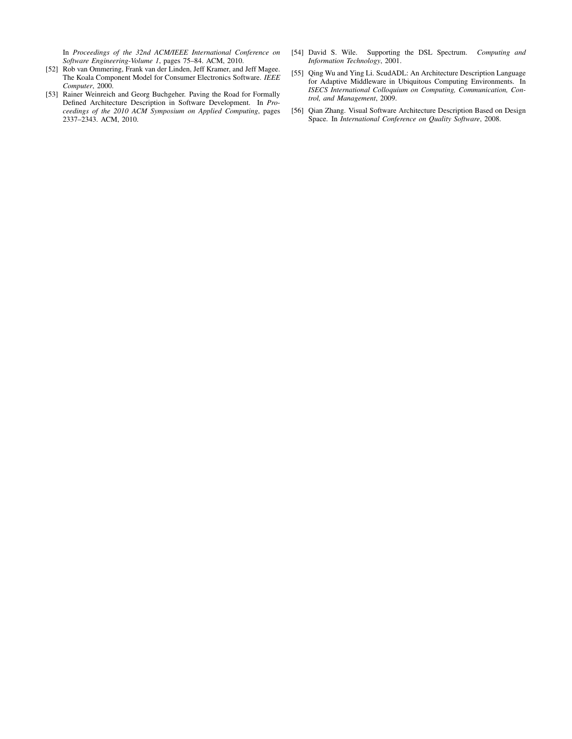In *Proceedings of the 32nd ACM/IEEE International Conference on Software Engineering-Volume 1*, pages 75–84. ACM, 2010.

[52] Rob van Ommering, Frank van der Linden, Jeff Kramer, and Jeff Magee. The Koala Component Model for Consumer Electronics Software. *IEEE Computer*, 2000.

[53] Rainer Weinreich and Georg Buchgeher. Paving the Road for Formally Defined Architecture Description in Software Development. In *Proceedings of the 2010 ACM Symposium on Applied Computing*, pages 2337–2343. ACM, 2010.

[54] David S. Wile. Supporting the DSL Spectrum. *Computing and Information Technology*, 2001.

[55] Qing Wu and Ying Li. ScudADL: An Architecture Description Language for Adaptive Middleware in Ubiquitous Computing Environments. In *ISECS International Colloquium on Computing, Communication, Control, and Management*, 2009.

[56] Qian Zhang. Visual Software Architecture Description Based on Design Space. In *International Conference on Quality Software*, 2008.